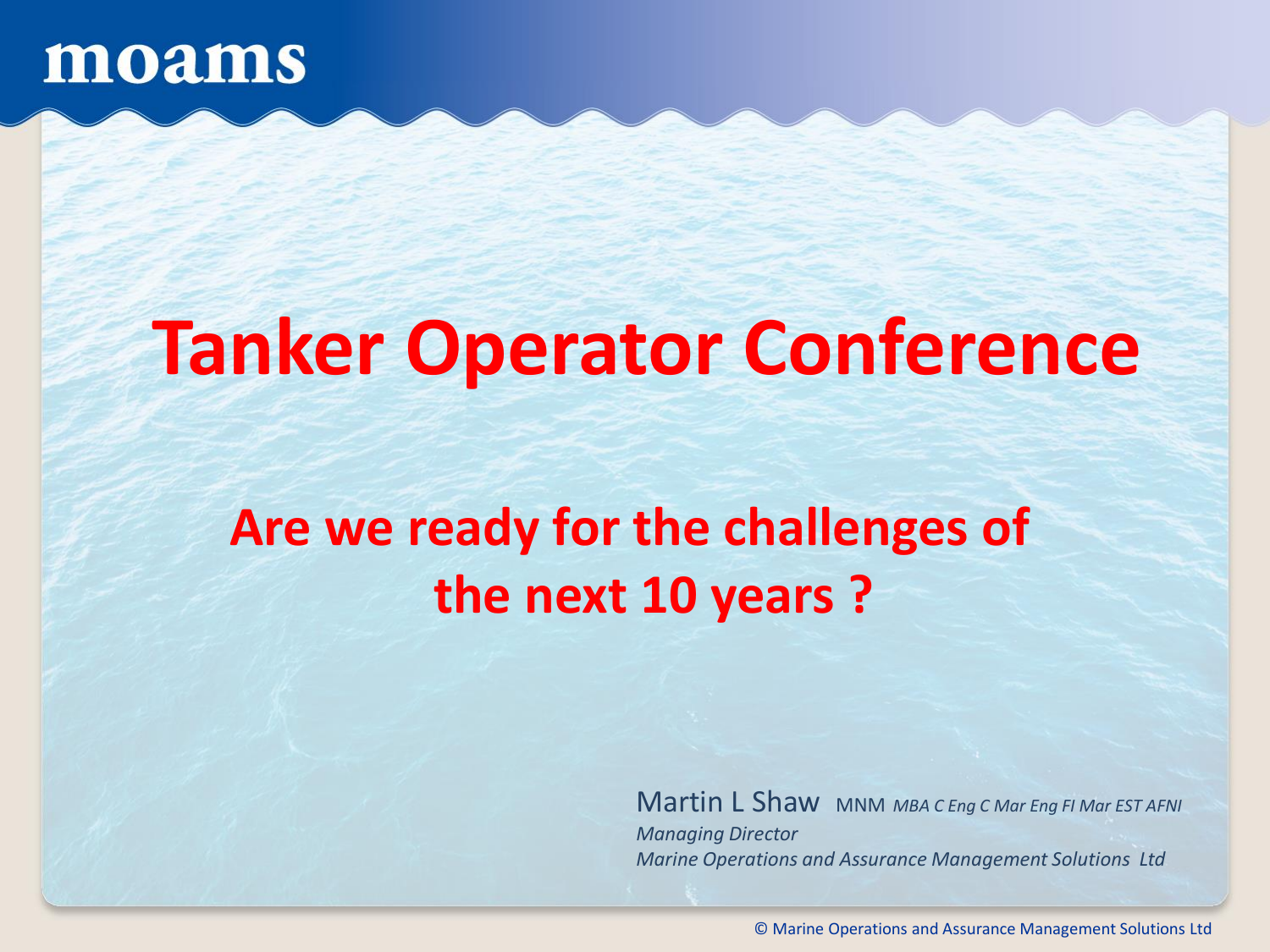moams

# Tanker Operator Conference

## Are we ready for the challenges of the next 10 years ?

Martin L Shaw MNM *MBA C Eng C Mar Eng FI Mar EST AFNI*
*Managing Director*
*Marine Operations and Assurance Management Solutions Ltd*

© Marine Operations and Assurance Management Solutions Ltd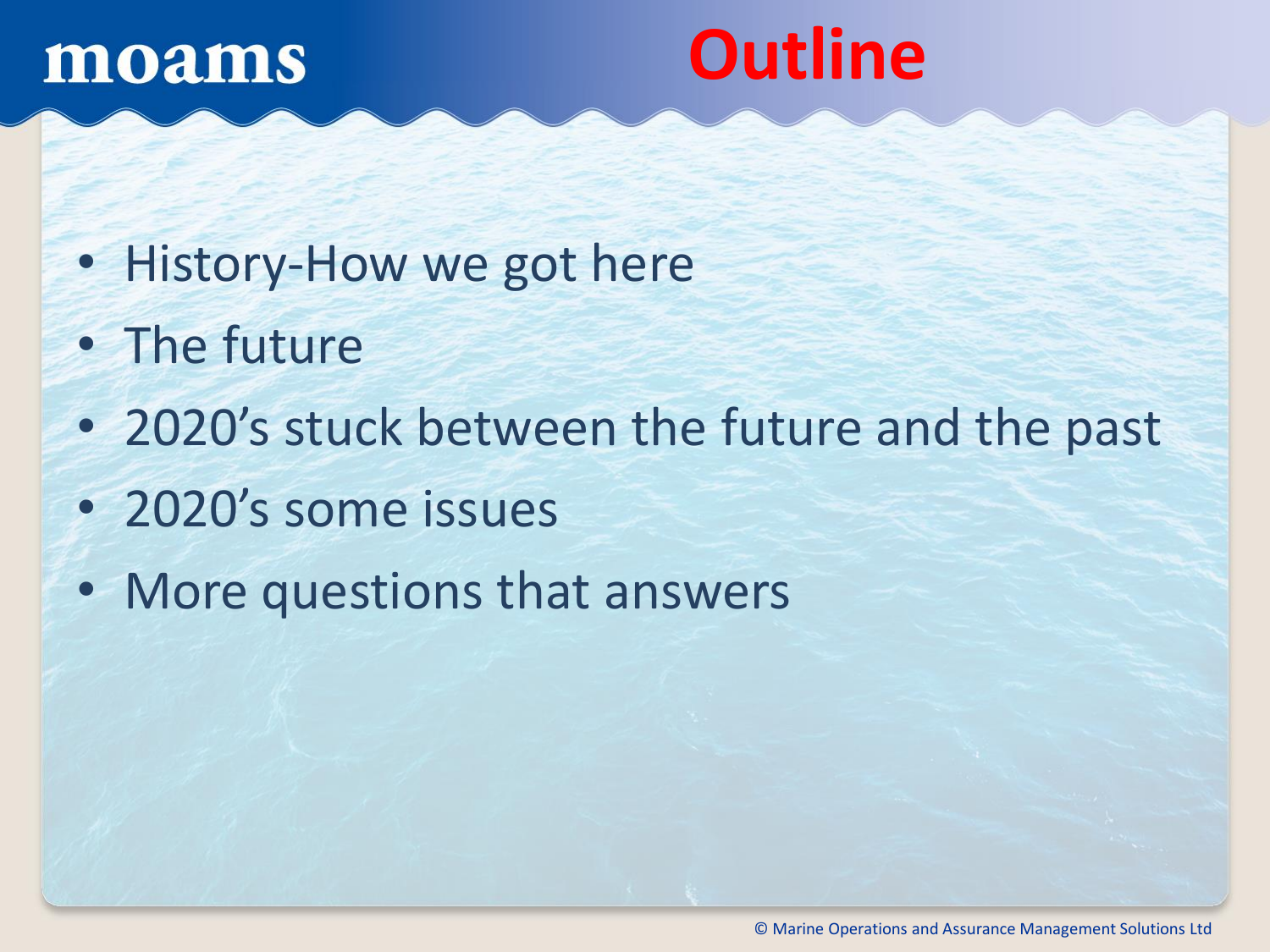# Outline

- History-How we got here
- The future
- 2020's stuck between the future and the past
- 2020's some issues
- More questions that answers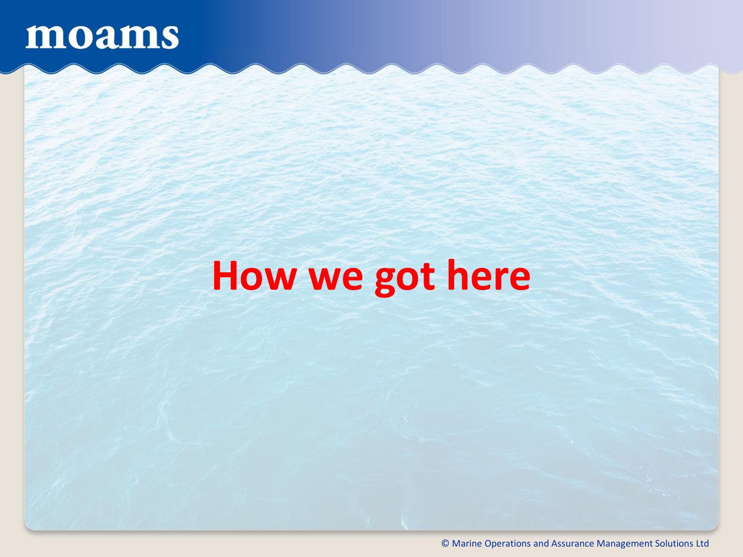# How we got here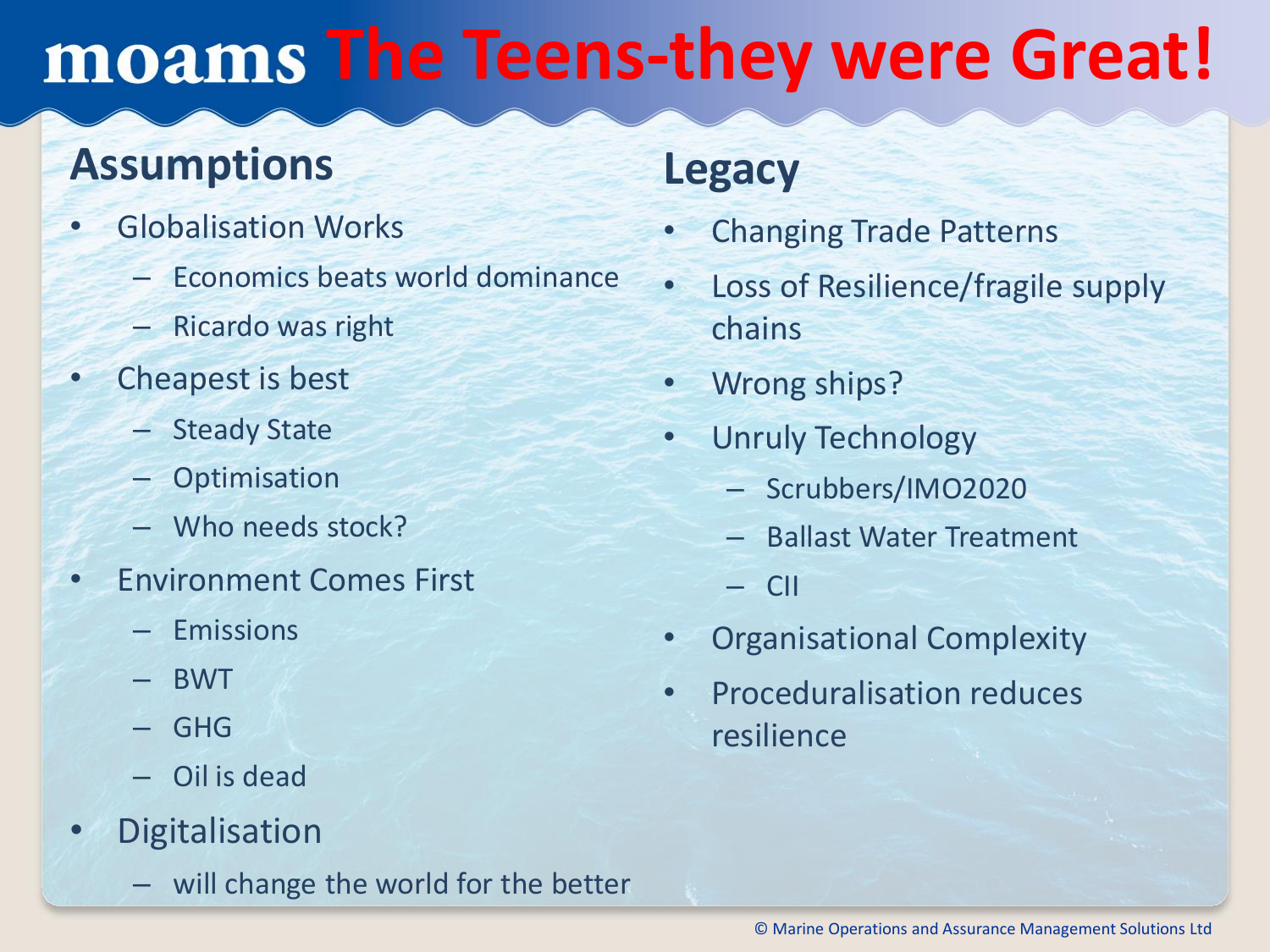# moams The Teens-they were Great!

## Assumptions

- Globalisation Works
  - Economics beats world dominance
  - Ricardo was right
- Cheapest is best
  - Steady State
  - Optimisation
  - Who needs stock?
- Environment Comes First
  - Emissions
  - BWT
  - GHG
  - Oil is dead
- Digitalisation
  - will change the world for the better

## Legacy

- Changing Trade Patterns
- Loss of Resilience/fragile supply chains
- Wrong ships?
- Unruly Technology
  - Scrubbers/IMO2020
  - Ballast Water Treatment
  - CII
- Organisational Complexity
- Proceduralisation reduces resilience

© Marine Operations and Assurance Management Solutions Ltd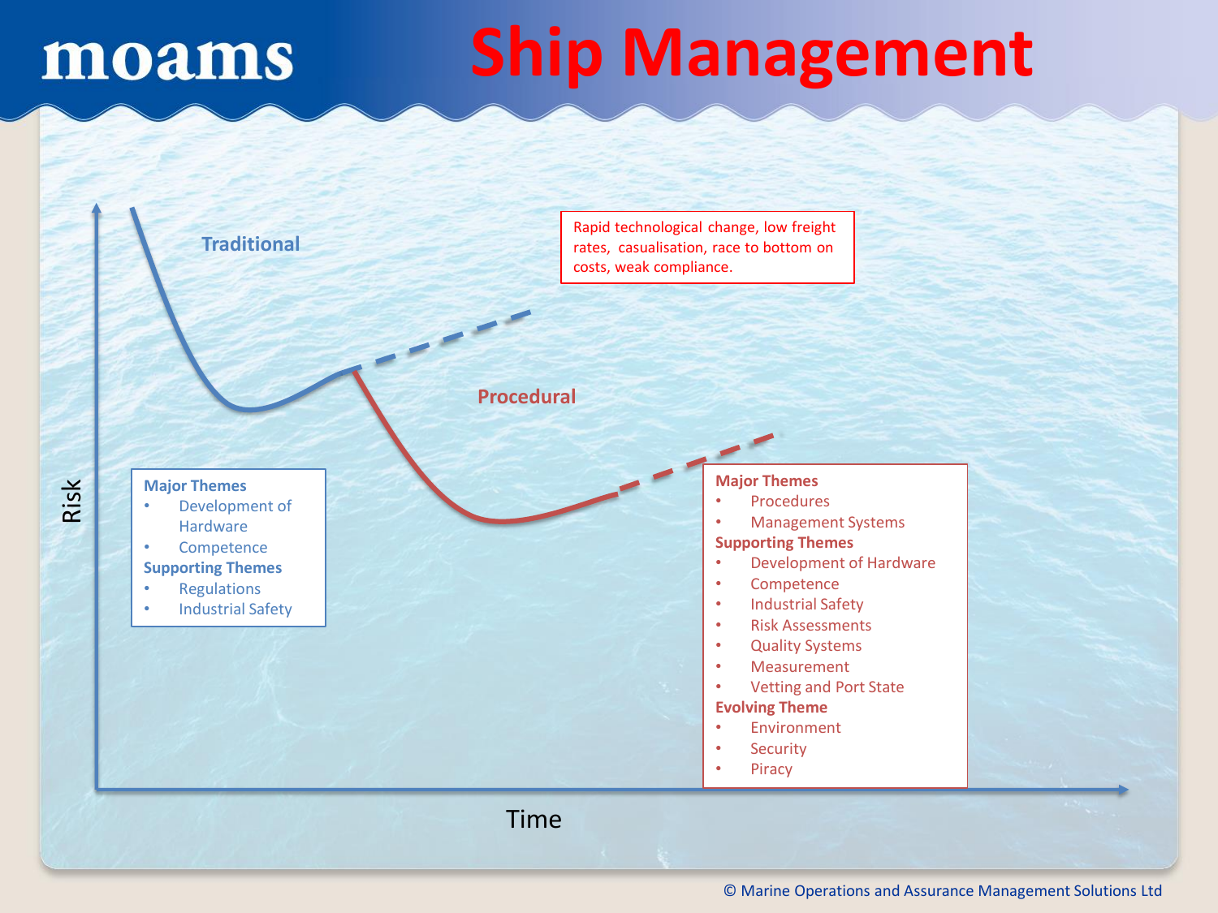# Ship Management

Rapid technological change, low freight rates, casualisation, race to bottom on costs, weak compliance.

**Traditional**

**Major Themes**

- Development of Hardware
- Competence

**Supporting Themes**

- Regulations
- Industrial Safety

**Procedural**

**Major Themes**

- Procedures
- Management Systems

**Supporting Themes**

- Development of Hardware
- Competence
- Industrial Safety
- Risk Assessments
- Quality Systems
- Measurement
- Vetting and Port State

**Evolving Theme**

- Environment
- Security
- Piracy

Risk

Time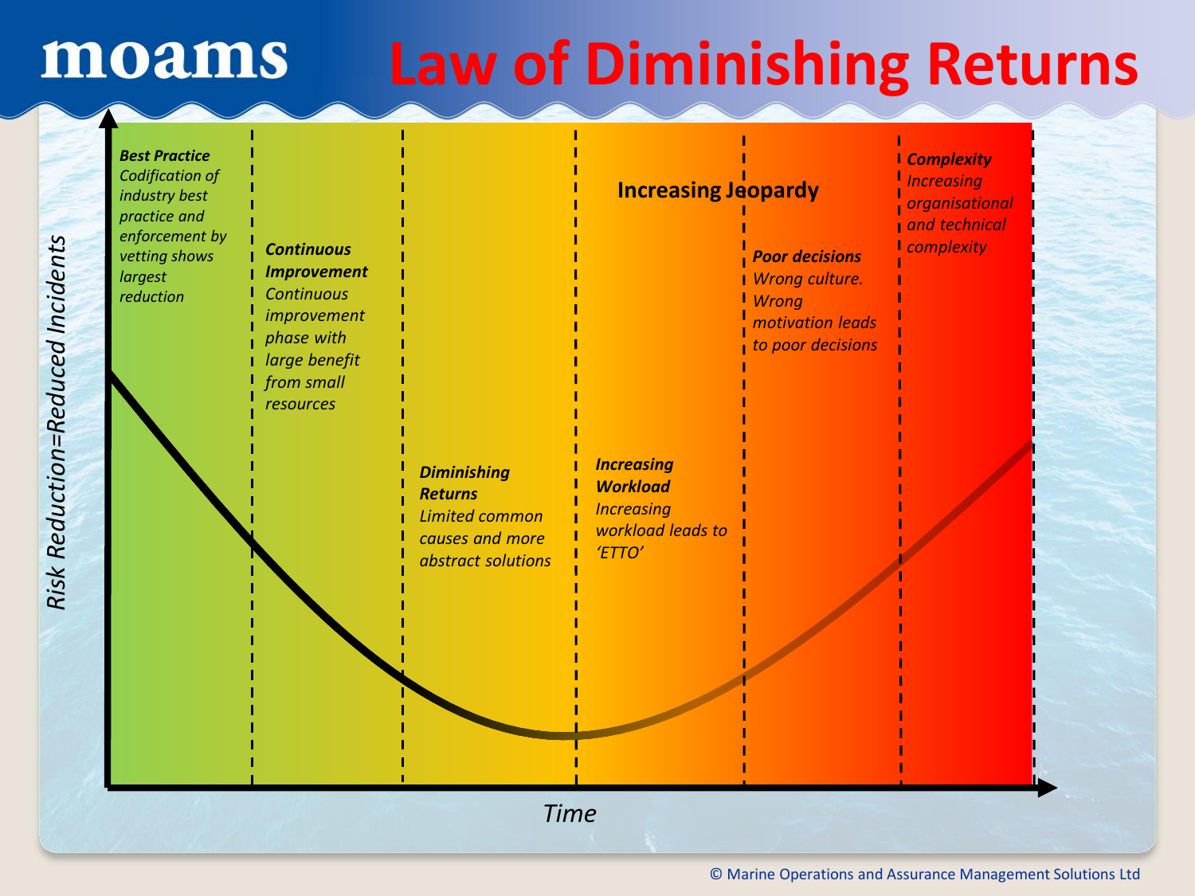# Law of Diminishing Returns

moams

*Risk Reduction=Reduced Incidents*

***Best Practice***
*Codification of industry best practice and enforcement by vetting shows largest reduction*

***Continuous Improvement***
*Continuous improvement phase with large benefit from small resources*

***Diminishing Returns***
*Limited common causes and more abstract solutions*

**Increasing Jeopardy**

***Increasing Workload***
*Increasing workload leads to 'ETTO'*

***Poor decisions***
*Wrong culture. Wrong motivation leads to poor decisions*

***Complexity***
*Increasing organisational and technical complexity*

*Time*

© Marine Operations and Assurance Management Solutions Ltd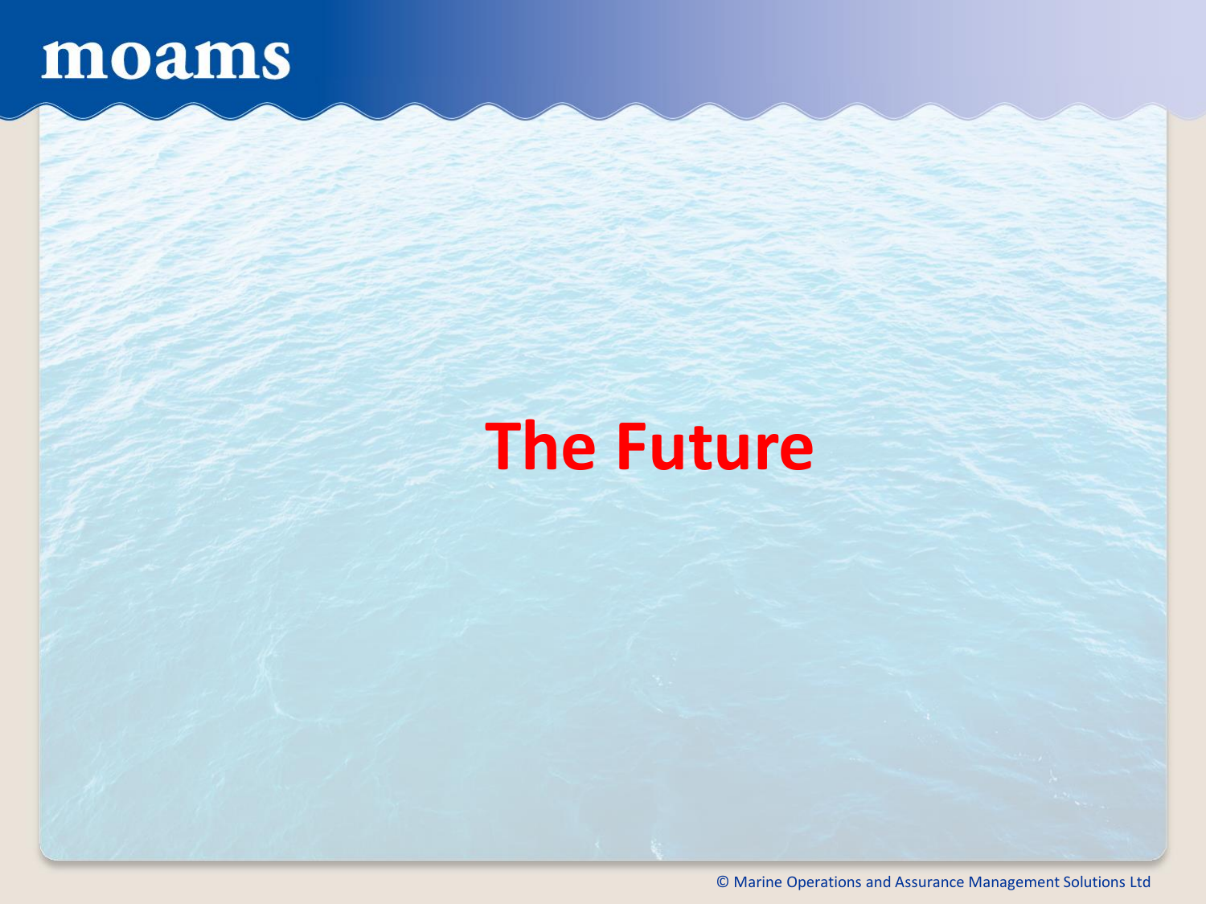# The Future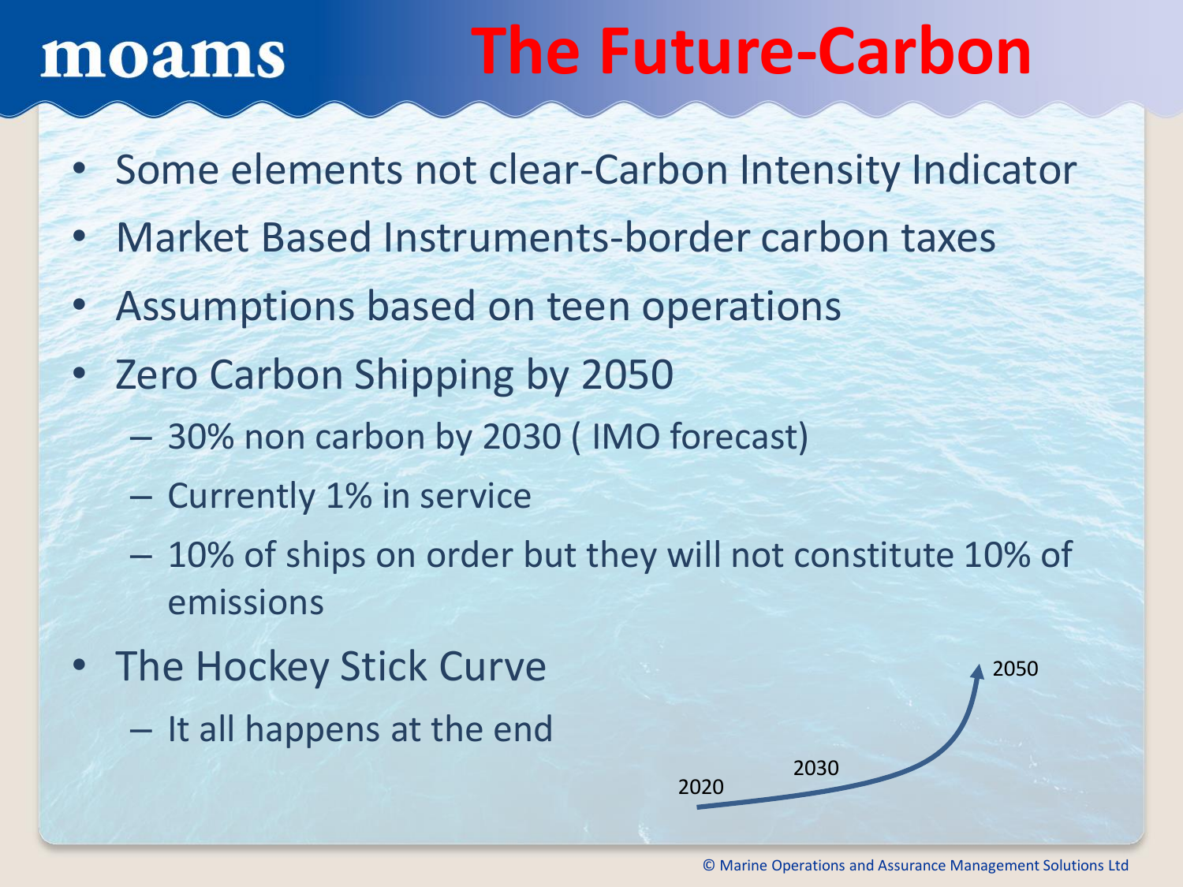# The Future-Carbon

- Some elements not clear-Carbon Intensity Indicator
- Market Based Instruments-border carbon taxes
- Assumptions based on teen operations
- Zero Carbon Shipping by 2050
  - 30% non carbon by 2030 ( IMO forecast)
  - Currently 1% in service
  - 10% of ships on order but they will not constitute 10% of emissions
- The Hockey Stick Curve
  - It all happens at the end

2020 2030 2050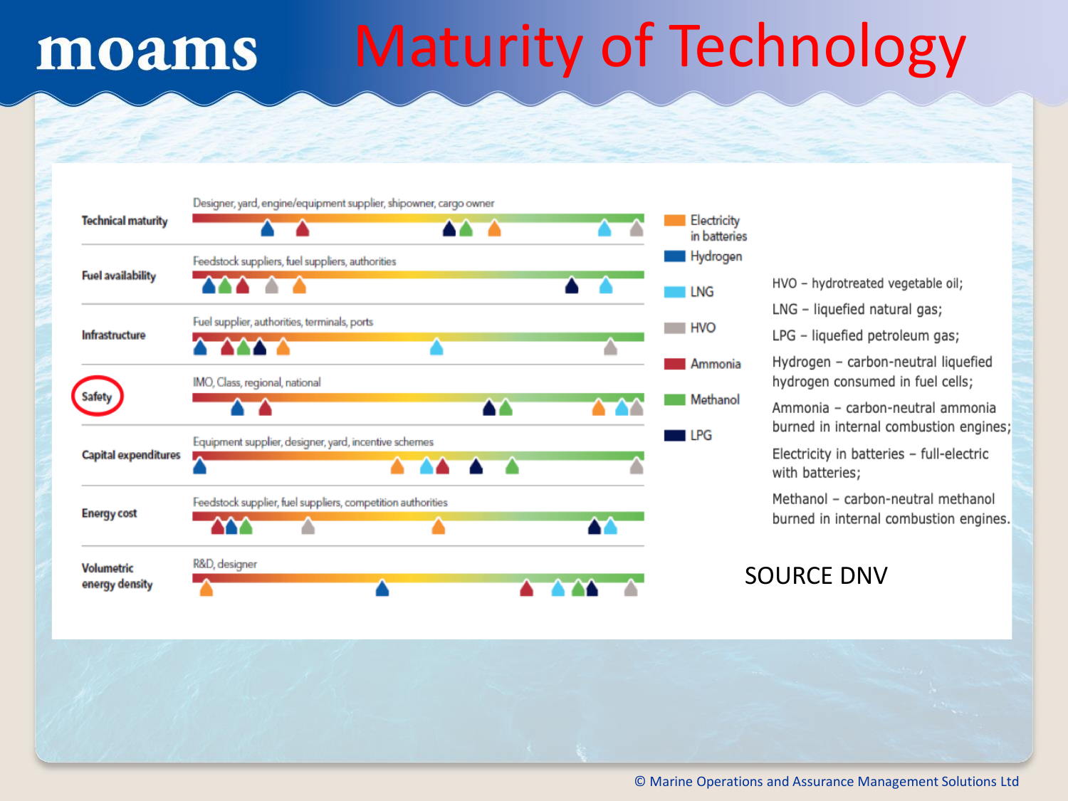# Maturity of Technology

**Technical maturity** — Designer, yard, engine/equipment supplier, shipowner, cargo owner

**Fuel availability** — Feedstock suppliers, fuel suppliers, authorities

**Infrastructure** — Fuel supplier, authorities, terminals, ports

**Safety** — IMO, Class, regional, national

**Capital expenditures** — Equipment supplier, designer, yard, incentive schemes

**Energy cost** — Feedstock supplier, fuel suppliers, competition authorities

**Volumetric energy density** — R&D, designer

- Electricity in batteries
- Hydrogen
- LNG
- HVO
- Ammonia
- Methanol
- LPG

HVO – hydrotreated vegetable oil;

LNG – liquefied natural gas;

LPG – liquefied petroleum gas;

Hydrogen – carbon-neutral liquefied hydrogen consumed in fuel cells;

Ammonia – carbon-neutral ammonia burned in internal combustion engines;

Electricity in batteries – full-electric with batteries;

Methanol – carbon-neutral methanol burned in internal combustion engines.

SOURCE DNV

© Marine Operations and Assurance Management Solutions Ltd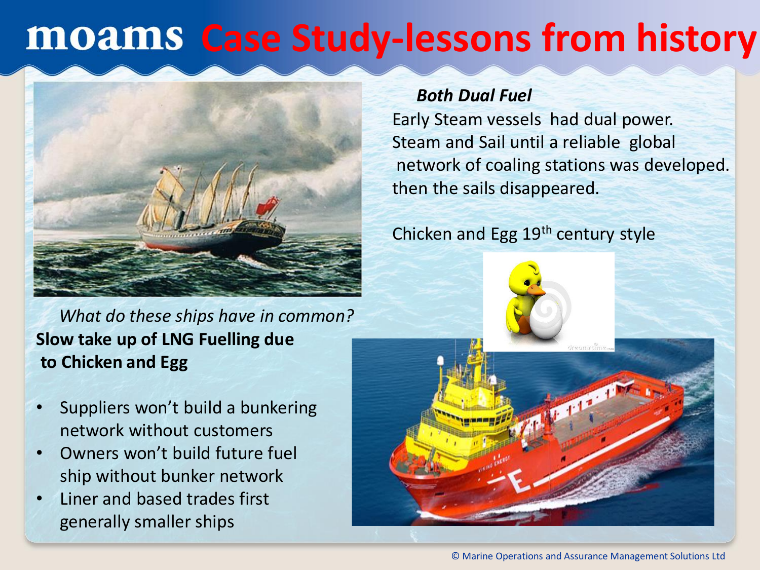# moams Case Study-lessons from history

***Both Dual Fuel***

Early Steam vessels had dual power. Steam and Sail until a reliable global network of coaling stations was developed. then the sails disappeared.

Chicken and Egg 19th century style

*What do these ships have in common?*

**Slow take up of LNG Fuelling due to Chicken and Egg**

- Suppliers won't build a bunkering network without customers
- Owners won't build future fuel ship without bunker network
- Liner and based trades first generally smaller ships

© Marine Operations and Assurance Management Solutions Ltd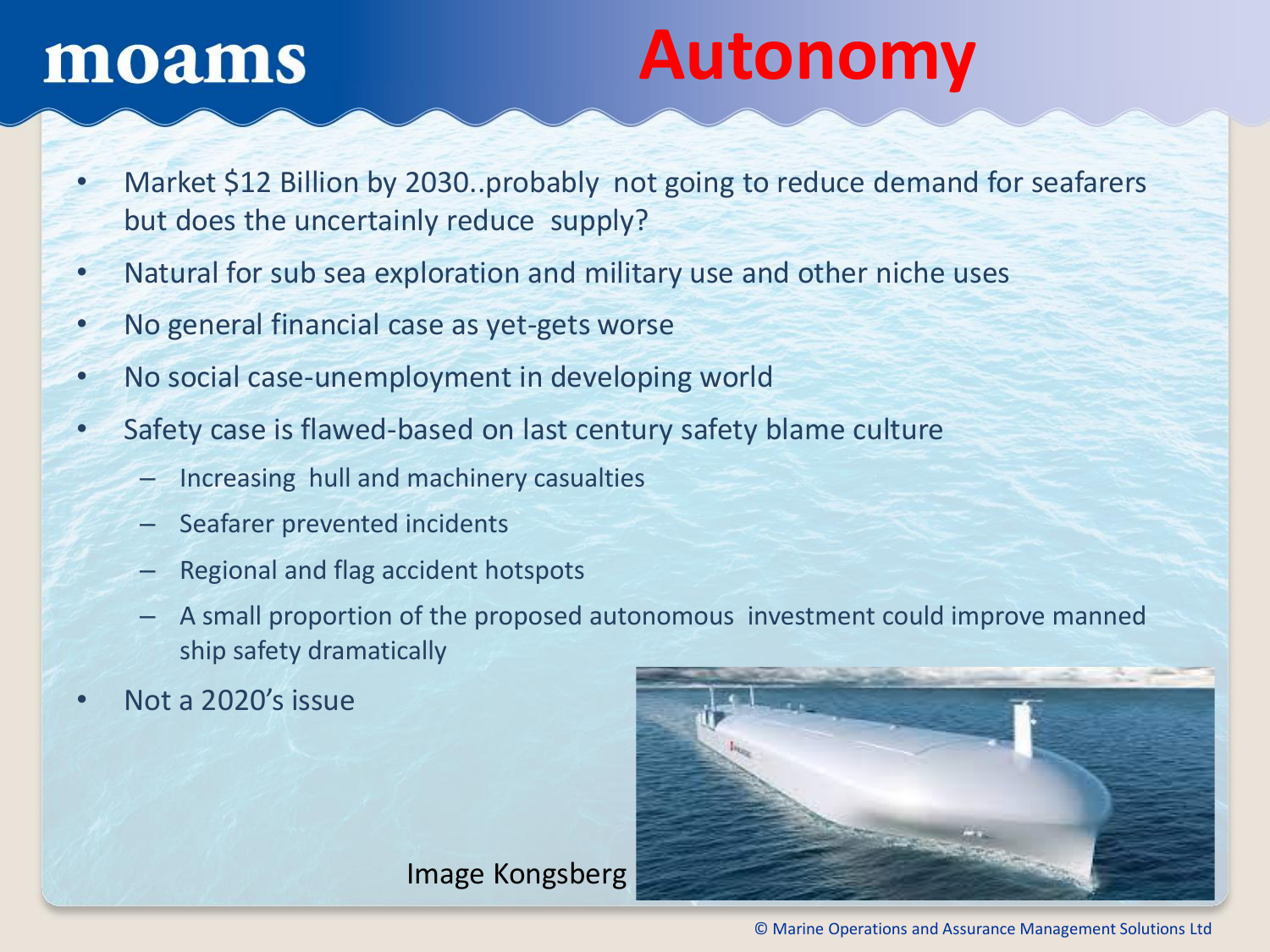# Autonomy

- Market $12 Billion by 2030..probably not going to reduce demand for seafarers but does the uncertainly reduce supply?
- Natural for sub sea exploration and military use and other niche uses
- No general financial case as yet-gets worse
- No social case-unemployment in developing world
- Safety case is flawed-based on last century safety blame culture
  - Increasing hull and machinery casualties
  - Seafarer prevented incidents
  - Regional and flag accident hotspots
  - A small proportion of the proposed autonomous investment could improve manned ship safety dramatically
- Not a 2020's issue

Image Kongsberg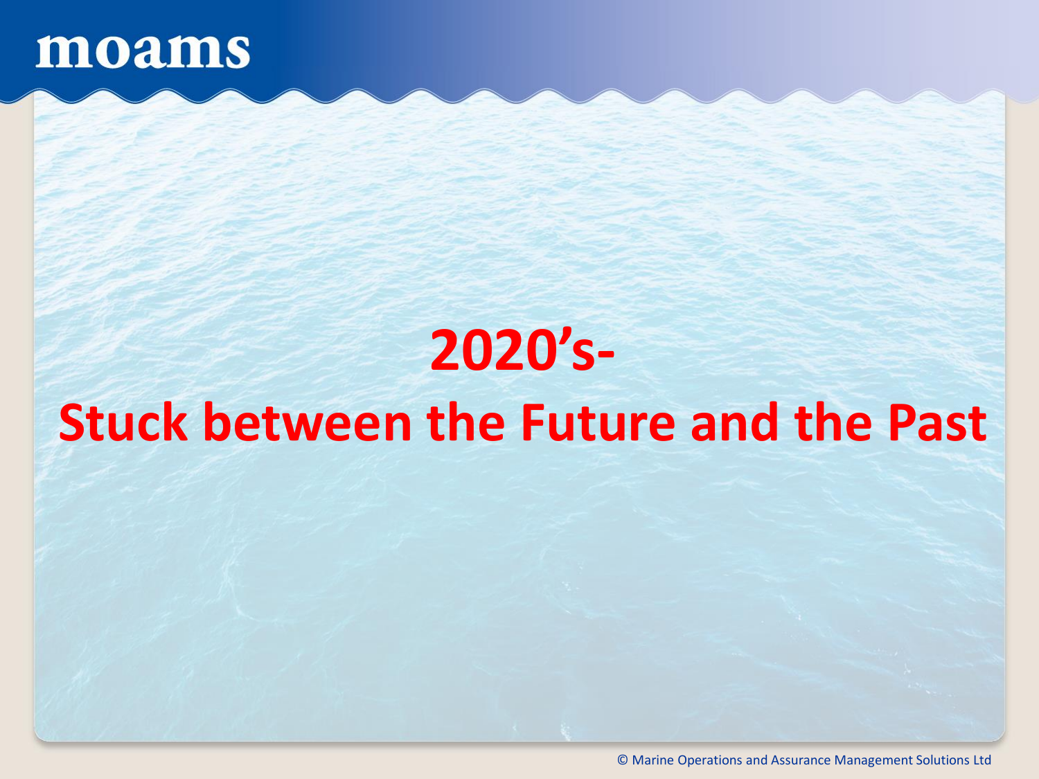# 2020's-
# Stuck between the Future and the Past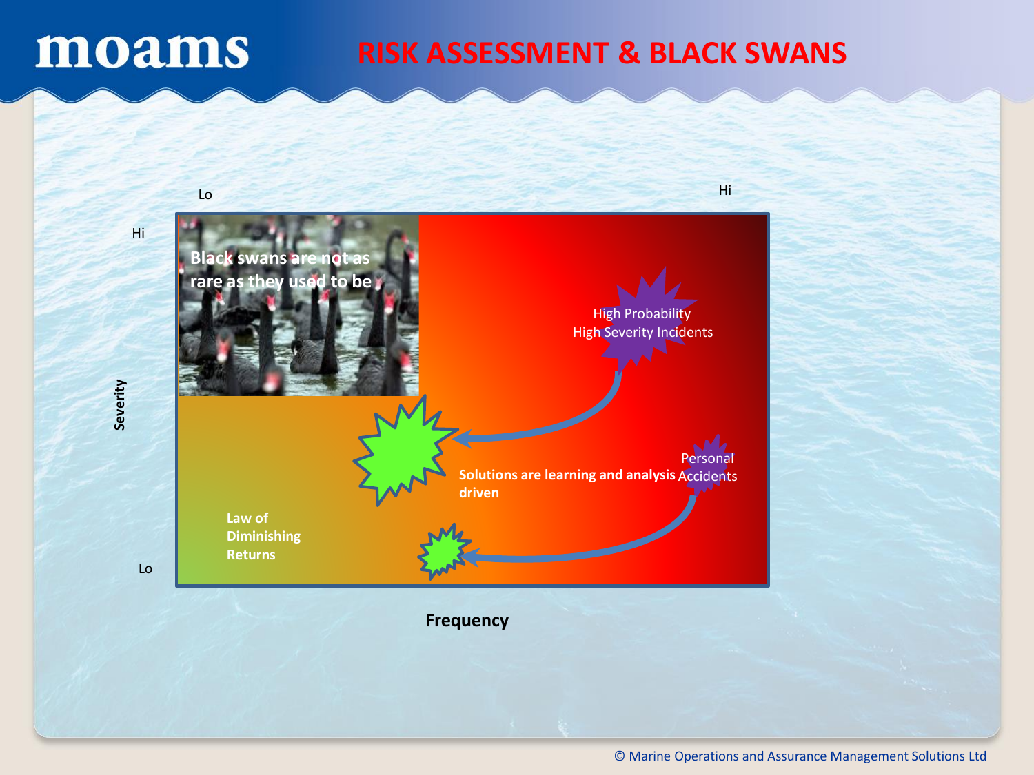# RISK ASSESSMENT & BLACK SWANS

Lo — Hi (Frequency)

Hi — Lo (Severity)

Black swans are not as rare as they used to be

High Probability High Severity Incidents

Solutions are learning and analysis driven

Personal Accidents

Law of Diminishing Returns

Severity

Frequency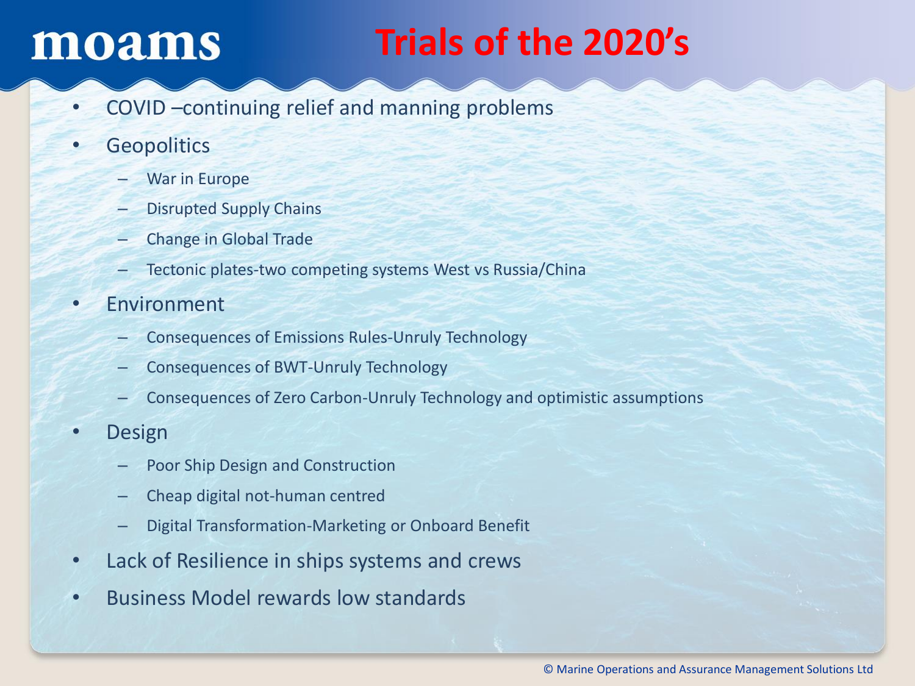# Trials of the 2020's

- COVID –continuing relief and manning problems
- Geopolitics
  - War in Europe
  - Disrupted Supply Chains
  - Change in Global Trade
  - Tectonic plates-two competing systems West vs Russia/China
- Environment
  - Consequences of Emissions Rules-Unruly Technology
  - Consequences of BWT-Unruly Technology
  - Consequences of Zero Carbon-Unruly Technology and optimistic assumptions
- Design
  - Poor Ship Design and Construction
  - Cheap digital not-human centred
  - Digital Transformation-Marketing or Onboard Benefit
- Lack of Resilience in ships systems and crews
- Business Model rewards low standards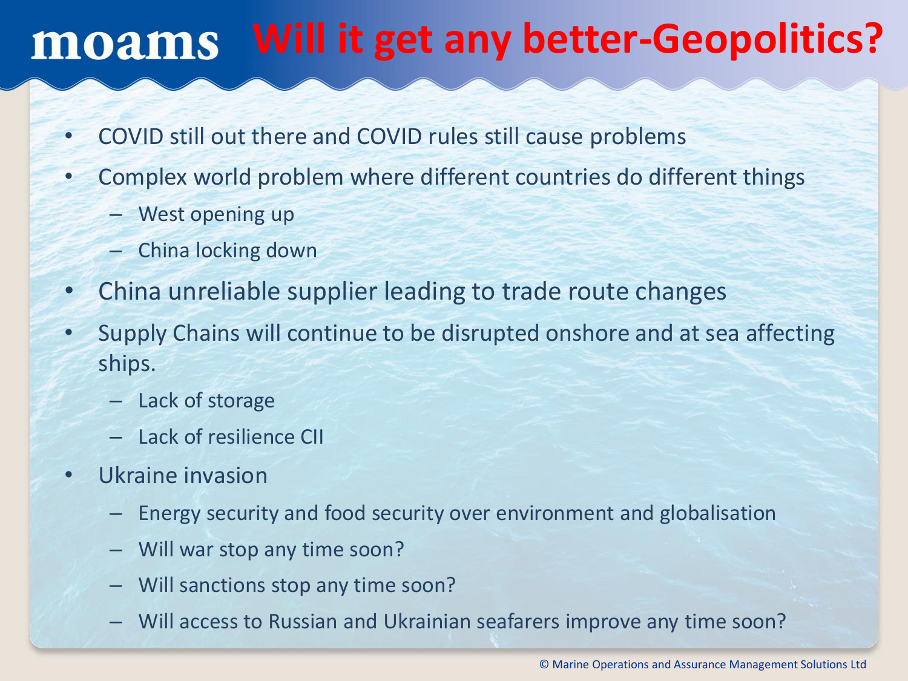# Will it get any better-Geopolitics?

- COVID still out there and COVID rules still cause problems
- Complex world problem where different countries do different things
  - West opening up
  - China locking down
- China unreliable supplier leading to trade route changes
- Supply Chains will continue to be disrupted onshore and at sea affecting ships.
  - Lack of storage
  - Lack of resilience CII
- Ukraine invasion
  - Energy security and food security over environment and globalisation
  - Will war stop any time soon?
  - Will sanctions stop any time soon?
  - Will access to Russian and Ukrainian seafarers improve any time soon?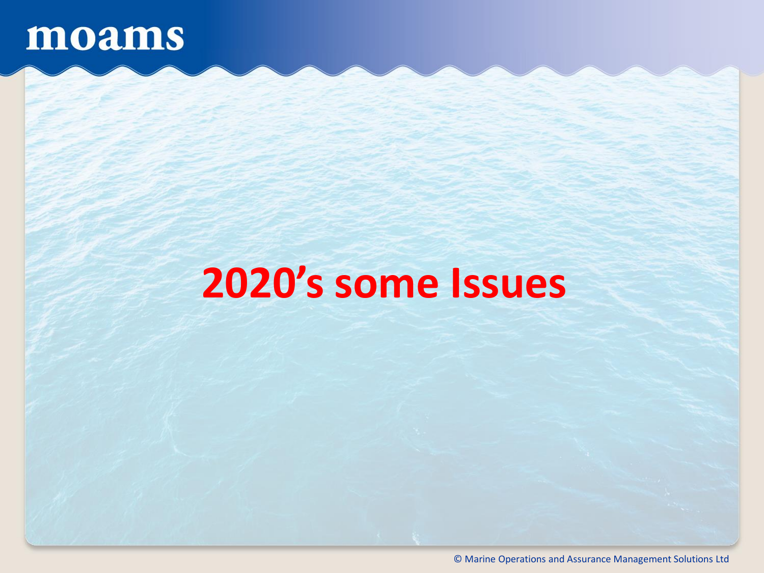# 2020's some Issues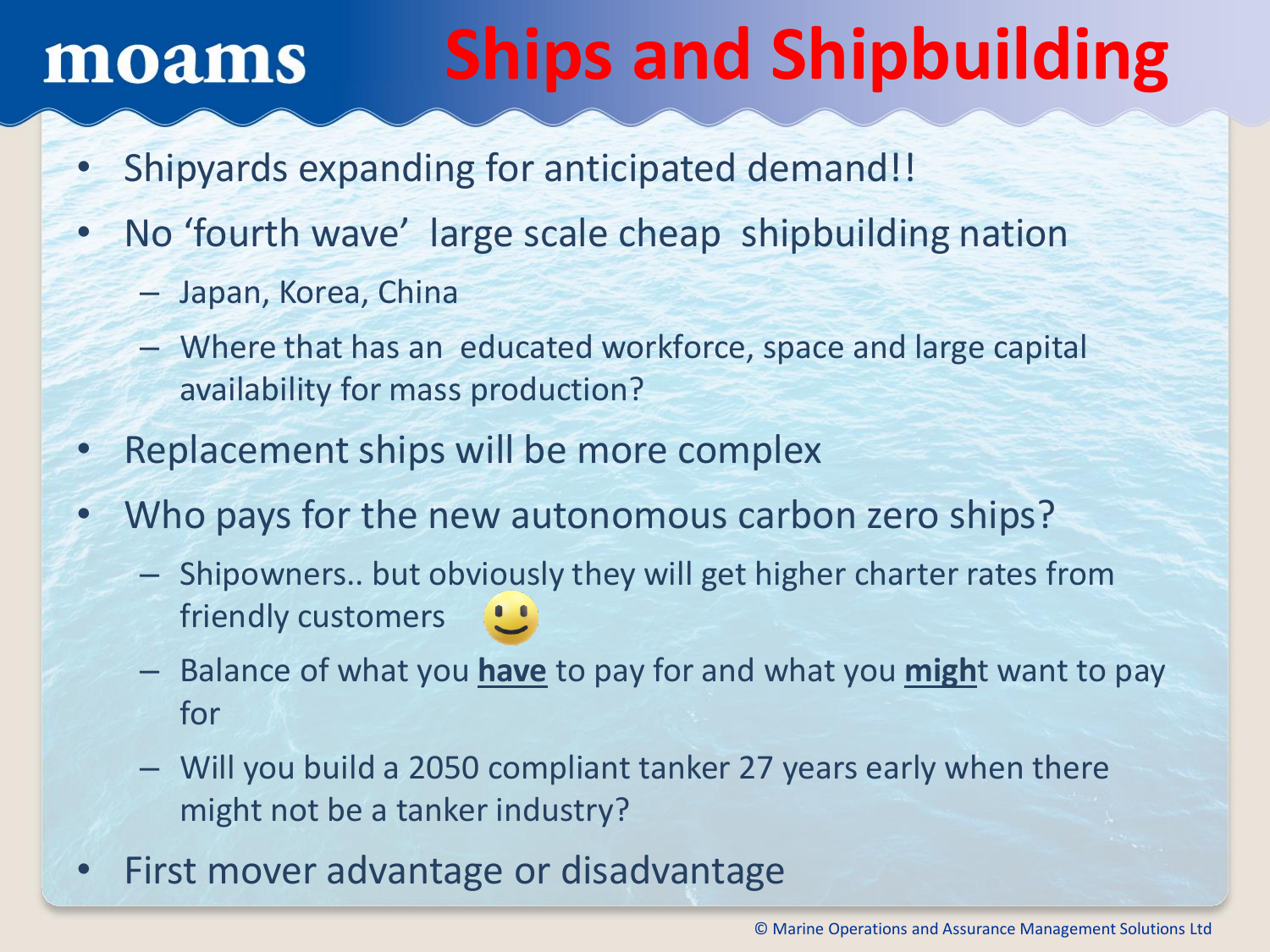# Ships and Shipbuilding

- Shipyards expanding for anticipated demand!!
- No 'fourth wave' large scale cheap shipbuilding nation
  - Japan, Korea, China
  - Where that has an educated workforce, space and large capital availability for mass production?
- Replacement ships will be more complex
- Who pays for the new autonomous carbon zero ships?
  - Shipowners.. but obviously they will get higher charter rates from friendly customers 🙂
  - Balance of what you **have** to pay for and what you **migh**t want to pay for
  - Will you build a 2050 compliant tanker 27 years early when there might not be a tanker industry?
- First mover advantage or disadvantage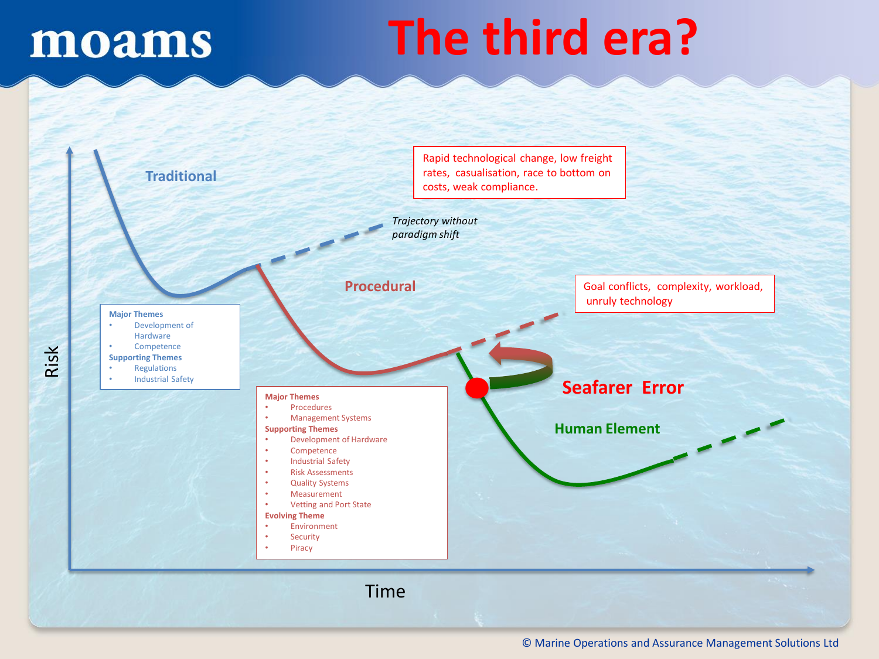# The third era?

Traditional

Trajectory without paradigm shift

Rapid technological change, low freight rates, casualisation, race to bottom on costs, weak compliance.

Procedural

Goal conflicts, complexity, workload, unruly technology

Seafarer Error

Human Element

**Major Themes**
- Development of Hardware
- Competence

**Supporting Themes**
- Regulations
- Industrial Safety

**Major Themes**
- Procedures
- Management Systems

**Supporting Themes**
- Development of Hardware
- Competence
- Industrial Safety
- Risk Assessments
- Quality Systems
- Measurement
- Vetting and Port State

**Evolving Theme**
- Environment
- Security
- Piracy

Risk

Time

© Marine Operations and Assurance Management Solutions Ltd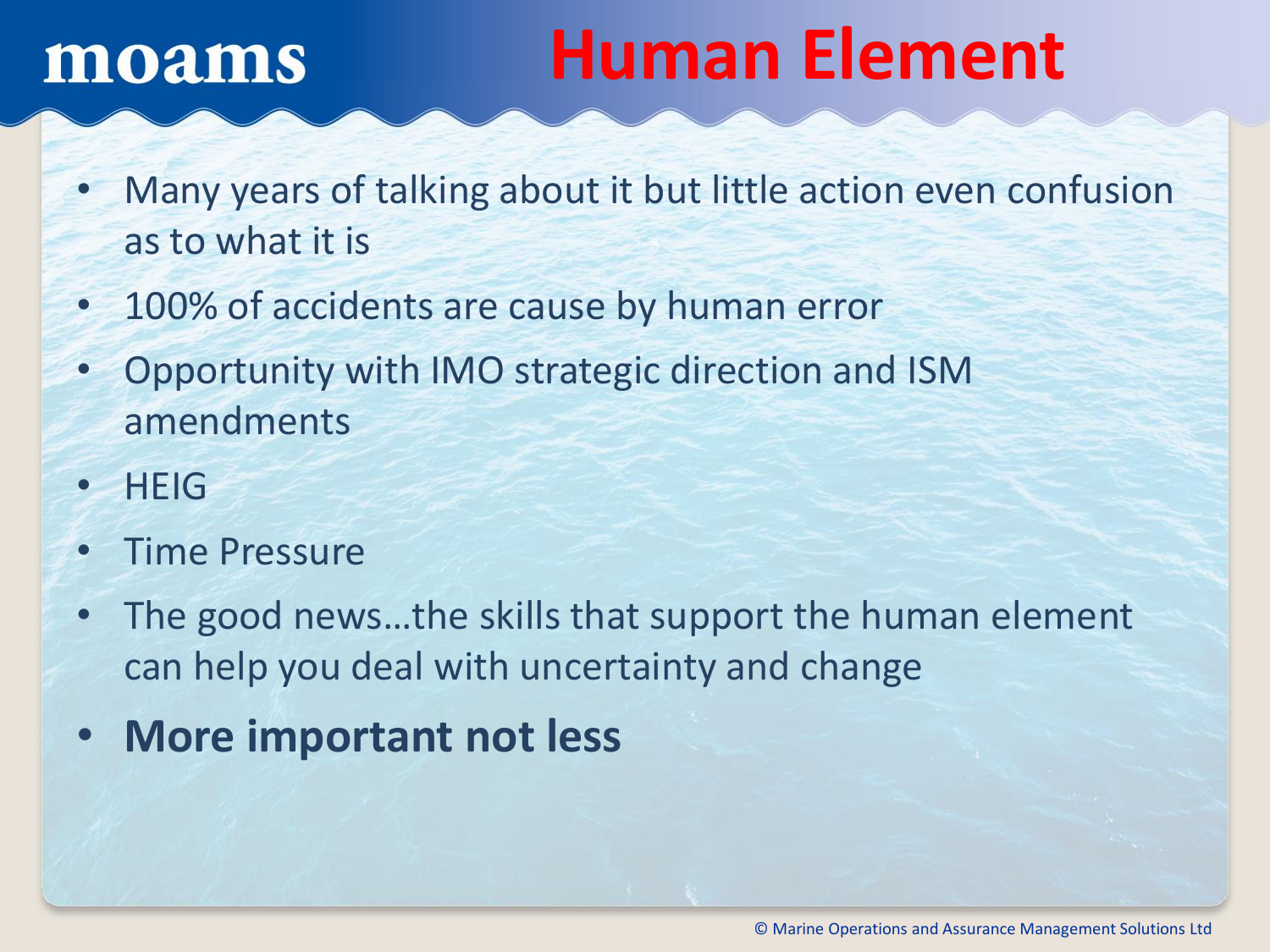# Human Element

- Many years of talking about it but little action even confusion as to what it is
- 100% of accidents are cause by human error
- Opportunity with IMO strategic direction and ISM amendments
- HEIG
- Time Pressure
- The good news…the skills that support the human element can help you deal with uncertainty and change
- **More important not less**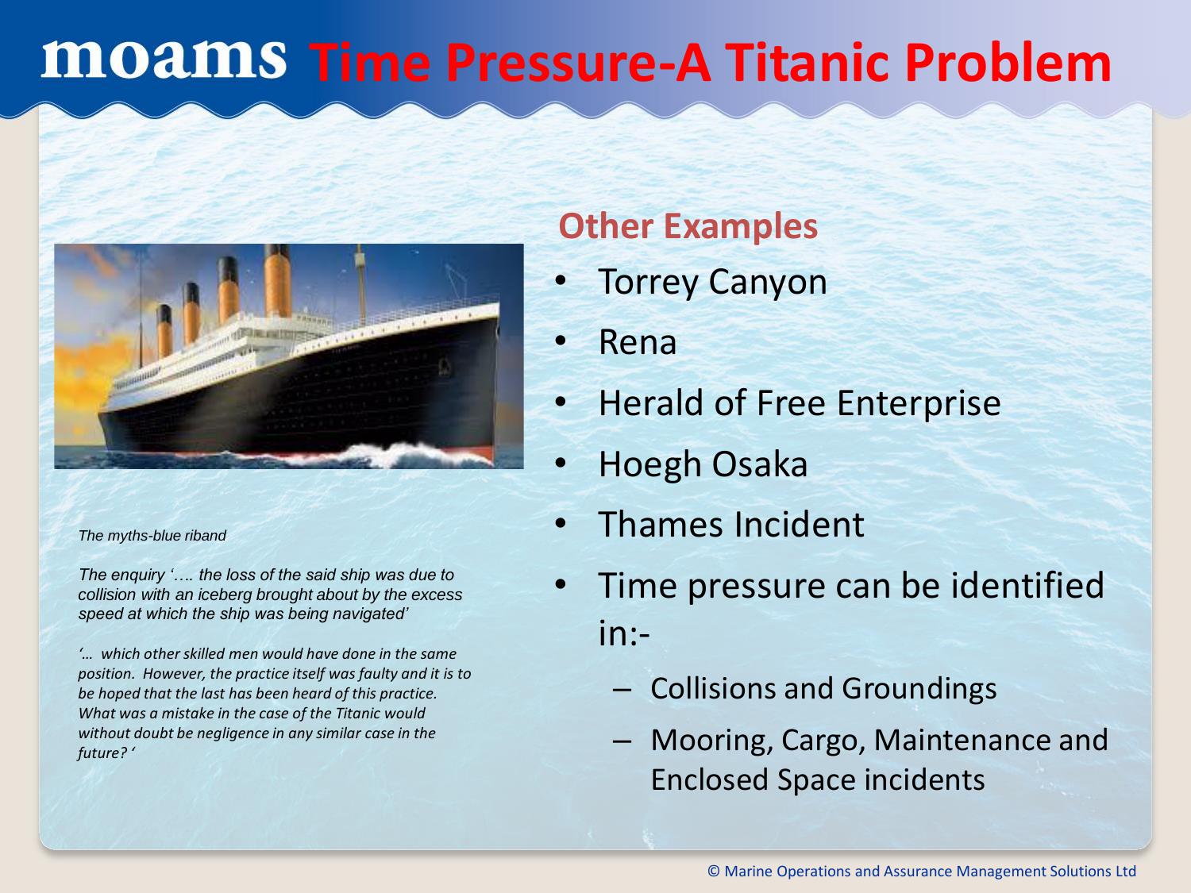# moams Time Pressure-A Titanic Problem

*The myths-blue riband*

*The enquiry '…. the loss of the said ship was due to collision with an iceberg brought about by the excess speed at which the ship was being navigated'*

*'… which other skilled men would have done in the same position. However, the practice itself was faulty and it is to be hoped that the last has been heard of this practice. What was a mistake in the case of the Titanic would without doubt be negligence in any similar case in the future? '*

## Other Examples

- Torrey Canyon
- Rena
- Herald of Free Enterprise
- Hoegh Osaka
- Thames Incident
- Time pressure can be identified in:-
  - Collisions and Groundings
  - Mooring, Cargo, Maintenance and Enclosed Space incidents

© Marine Operations and Assurance Management Solutions Ltd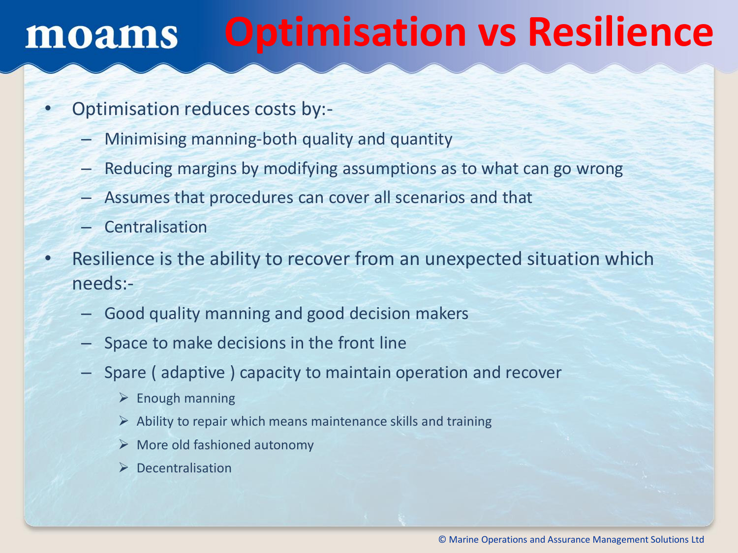# moams Optimisation vs Resilience

- Optimisation reduces costs by:-
  - Minimising manning-both quality and quantity
  - Reducing margins by modifying assumptions as to what can go wrong
  - Assumes that procedures can cover all scenarios and that
  - Centralisation
- Resilience is the ability to recover from an unexpected situation which needs:-
  - Good quality manning and good decision makers
  - Space to make decisions in the front line
  - Spare ( adaptive ) capacity to maintain operation and recover
    - Enough manning
    - Ability to repair which means maintenance skills and training
    - More old fashioned autonomy
    - Decentralisation

© Marine Operations and Assurance Management Solutions Ltd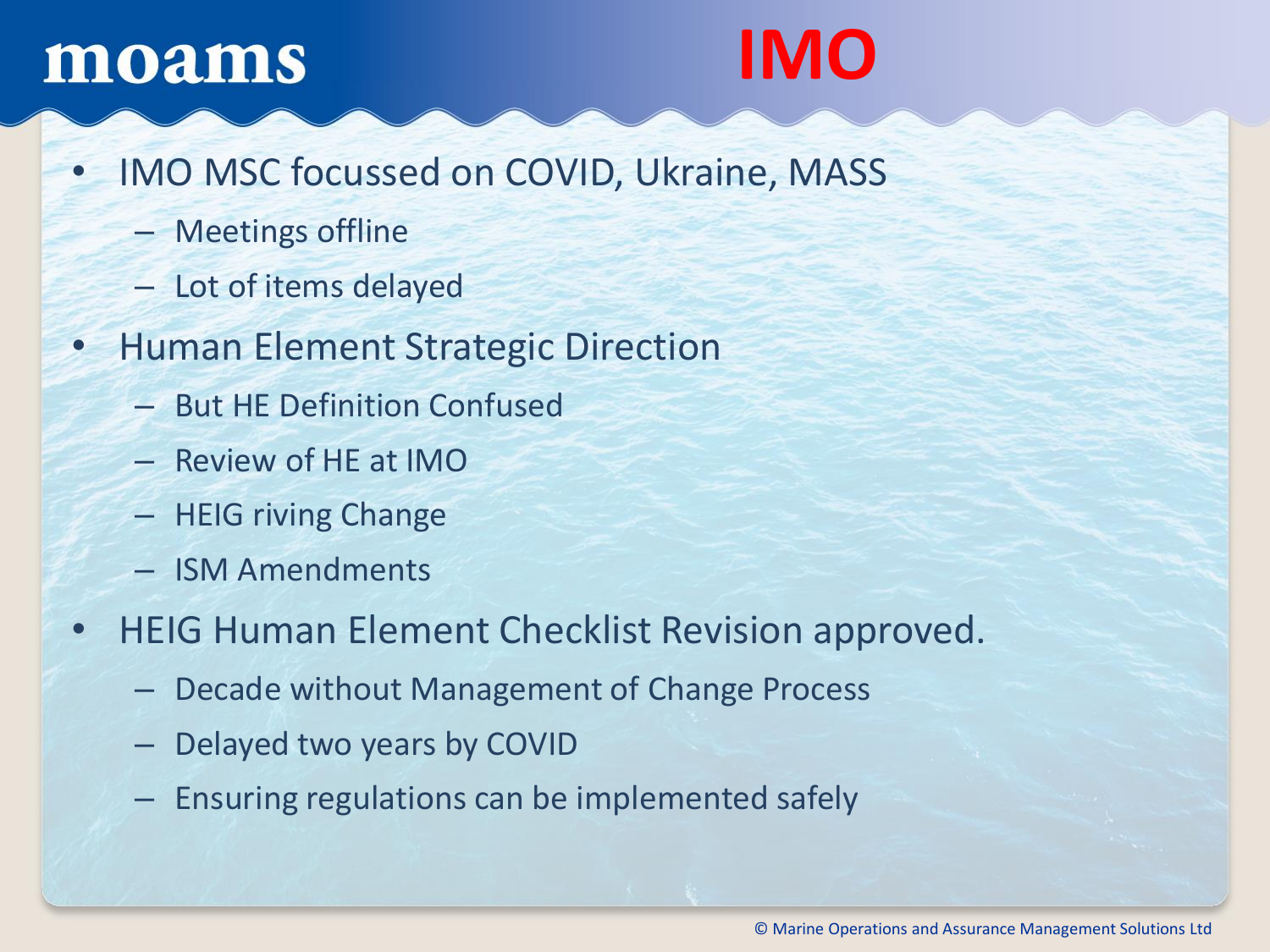# IMO

- IMO MSC focussed on COVID, Ukraine, MASS
  - Meetings offline
  - Lot of items delayed
- Human Element Strategic Direction
  - But HE Definition Confused
  - Review of HE at IMO
  - HEIG riving Change
  - ISM Amendments
- HEIG Human Element Checklist Revision approved.
  - Decade without Management of Change Process
  - Delayed two years by COVID
  - Ensuring regulations can be implemented safely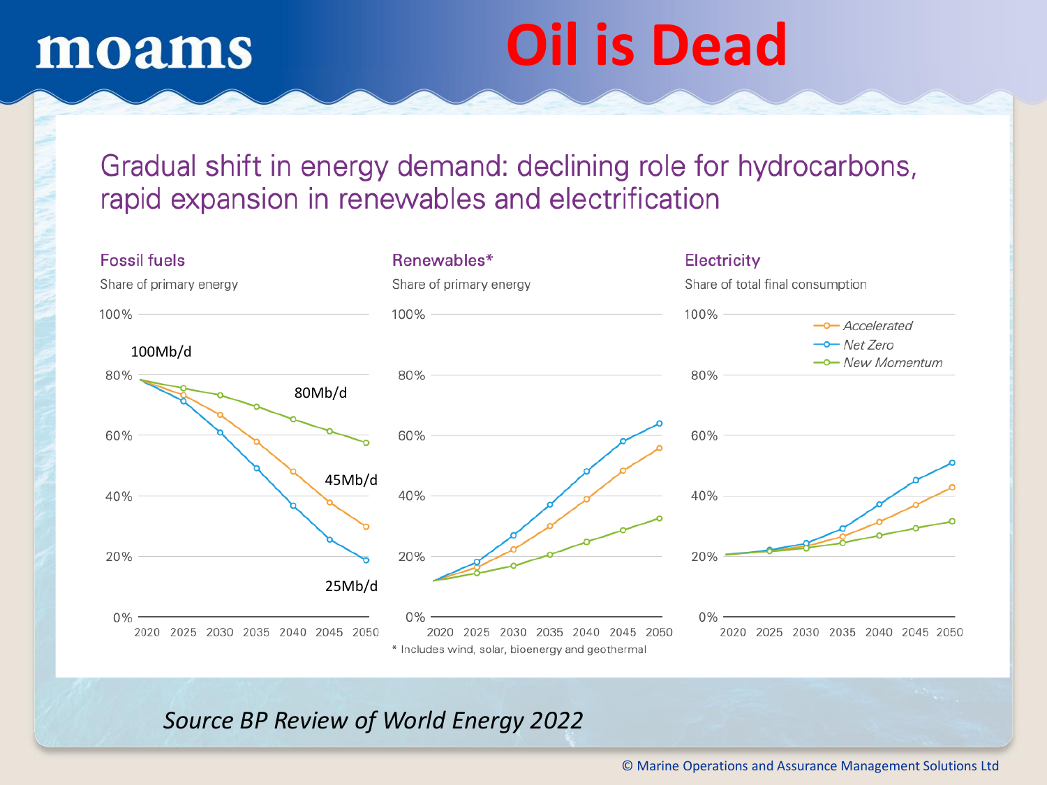# Oil is Dead

## Gradual shift in energy demand: declining role for hydrocarbons, rapid expansion in renewables and electrification

### Fossil fuels

Share of primary energy

100Mb/d

80Mb/d

45Mb/d

25Mb/d

### Renewables*

Share of primary energy

* Includes wind, solar, bioenergy and geothermal

### Electricity

Share of total final consumption

Accelerated

Net Zero

New Momentum

*Source BP Review of World Energy 2022*

© Marine Operations and Assurance Management Solutions Ltd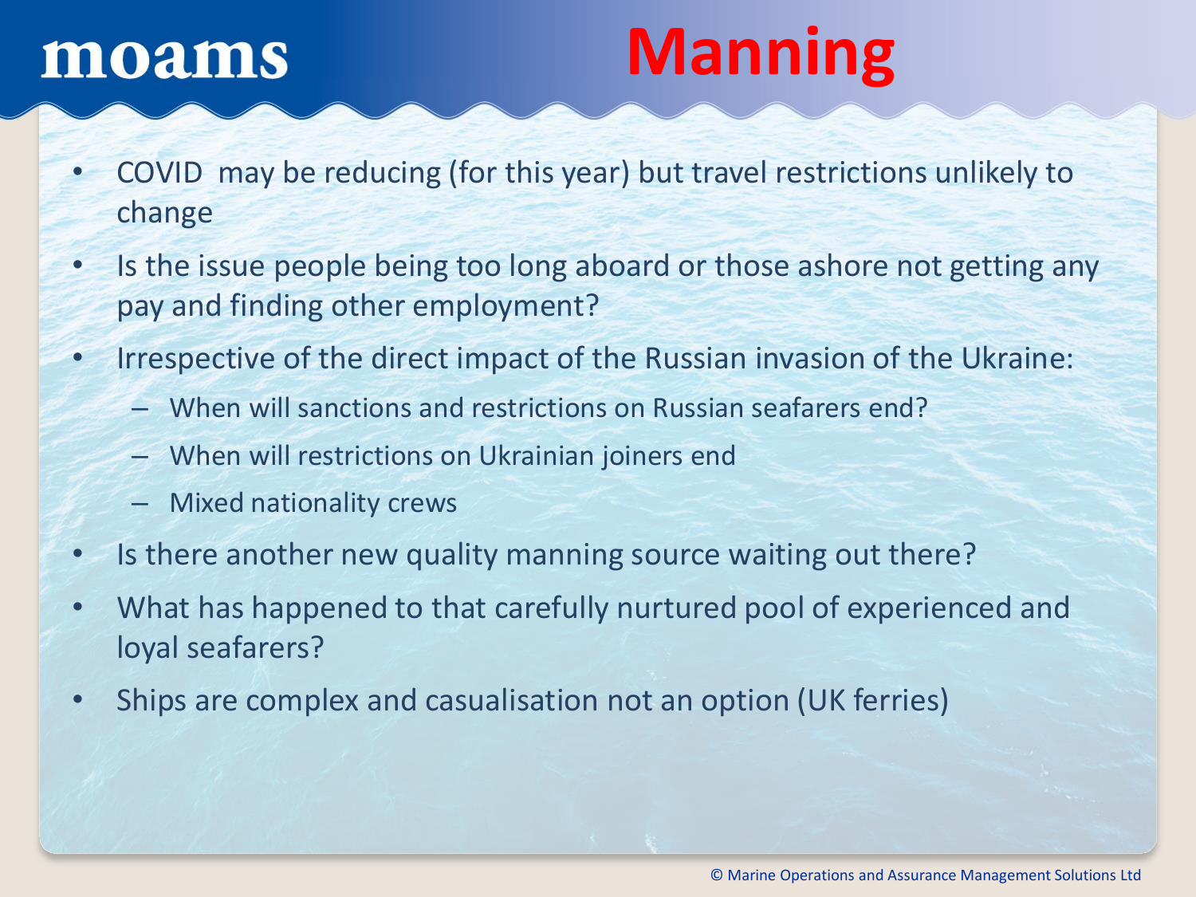# Manning

- COVID may be reducing (for this year) but travel restrictions unlikely to change
- Is the issue people being too long aboard or those ashore not getting any pay and finding other employment?
- Irrespective of the direct impact of the Russian invasion of the Ukraine:
  - When will sanctions and restrictions on Russian seafarers end?
  - When will restrictions on Ukrainian joiners end
  - Mixed nationality crews
- Is there another new quality manning source waiting out there?
- What has happened to that carefully nurtured pool of experienced and loyal seafarers?
- Ships are complex and casualisation not an option (UK ferries)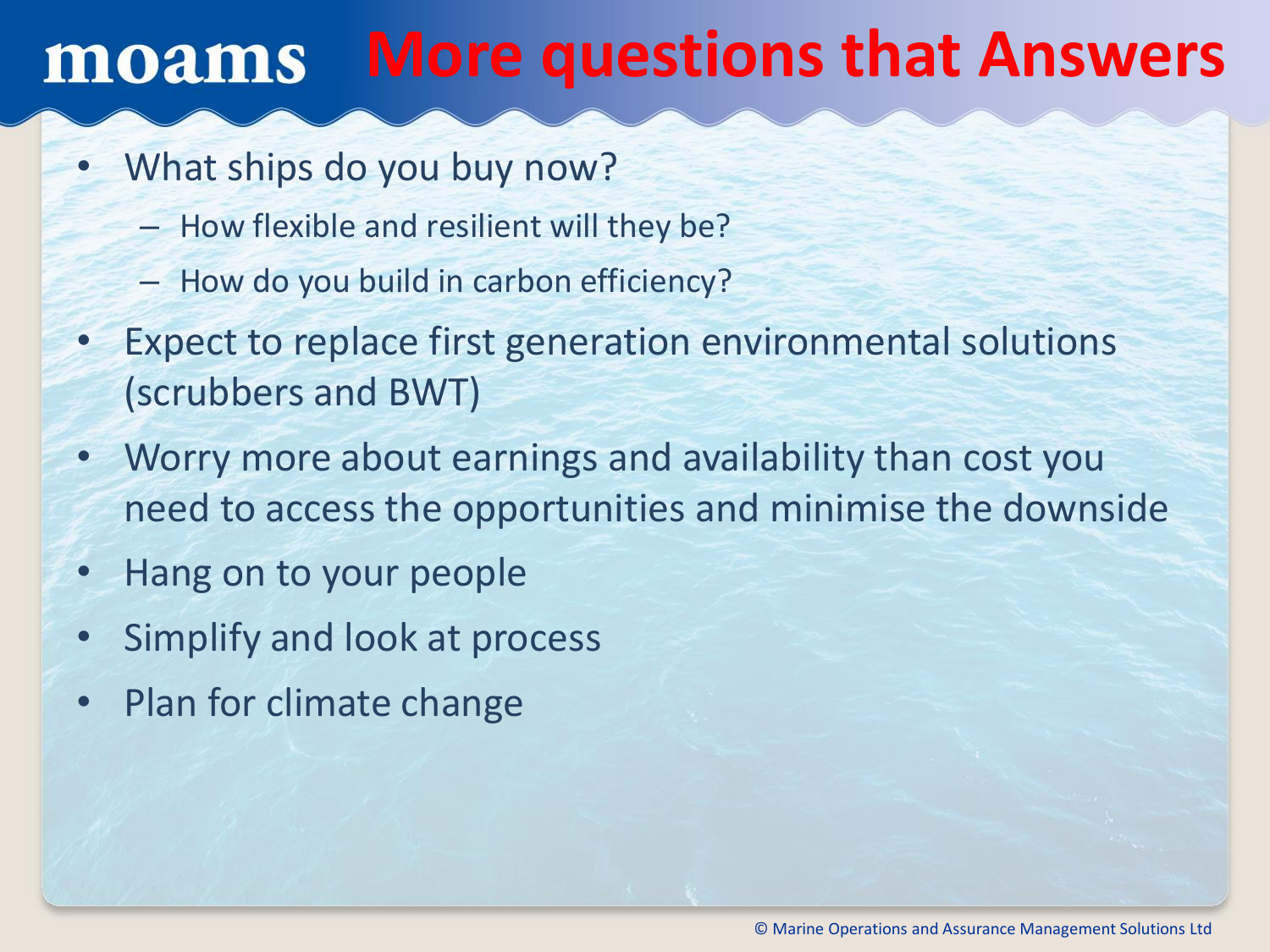# moams More questions that Answers

- What ships do you buy now?
  - How flexible and resilient will they be?
  - How do you build in carbon efficiency?
- Expect to replace first generation environmental solutions (scrubbers and BWT)
- Worry more about earnings and availability than cost you need to access the opportunities and minimise the downside
- Hang on to your people
- Simplify and look at process
- Plan for climate change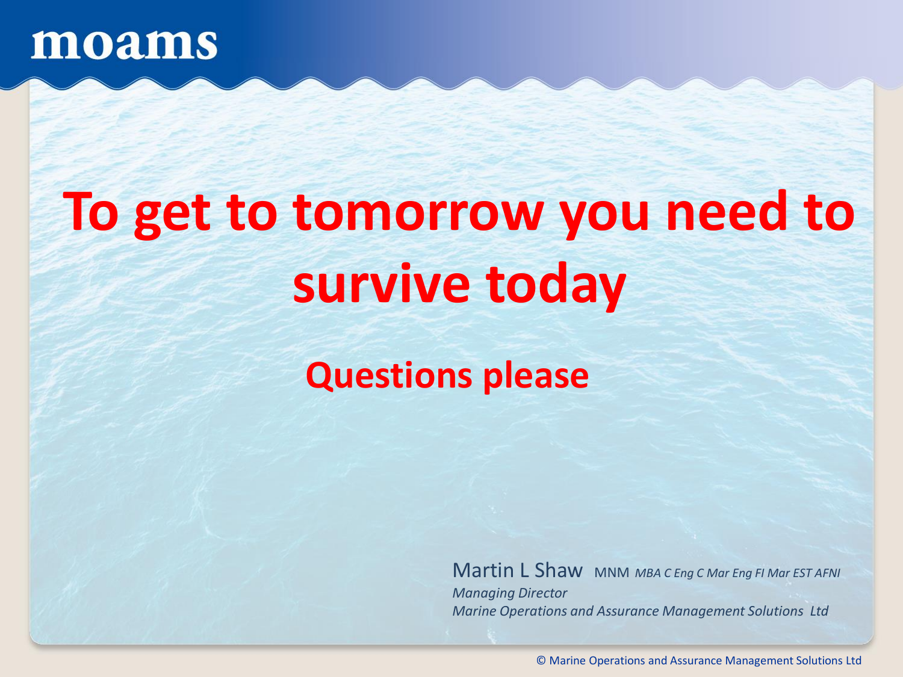moams

# To get to tomorrow you need to survive today

## Questions please

Martin L Shaw MNM *MBA C Eng C Mar Eng FI Mar EST AFNI*
*Managing Director*
*Marine Operations and Assurance Management Solutions Ltd*

© Marine Operations and Assurance Management Solutions Ltd